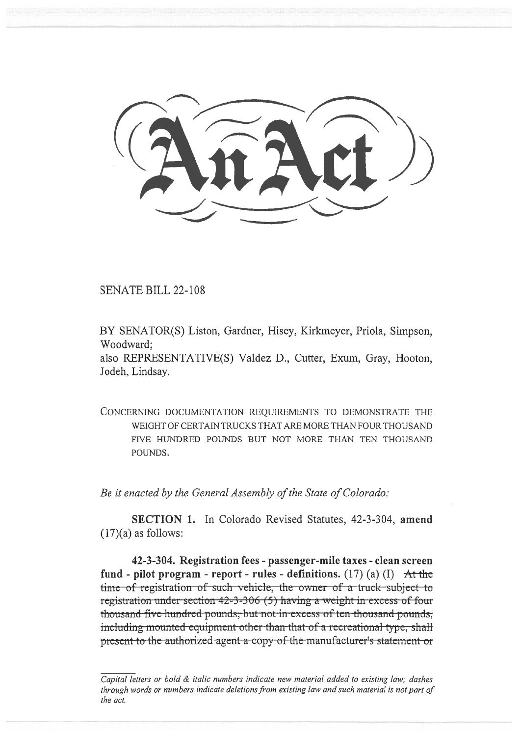# An Act

SENATE BILL 22-108

BY SENATOR(S) Liston, Gardner, Hisey, Kirkmeyer, Priola, Simpson, Woodward;
also REPRESENTATIVE(S) Valdez D., Cutter, Exum, Gray, Hooton, Jodeh, Lindsay.

CONCERNING DOCUMENTATION REQUIREMENTS TO DEMONSTRATE THE WEIGHT OF CERTAIN TRUCKS THAT ARE MORE THAN FOUR THOUSAND FIVE HUNDRED POUNDS BUT NOT MORE THAN TEN THOUSAND POUNDS.

*Be it enacted by the General Assembly of the State of Colorado:*

**SECTION 1.** In Colorado Revised Statutes, 42-3-304, **amend** (17)(a) as follows:

**42-3-304. Registration fees - passenger-mile taxes - clean screen fund - pilot program - report - rules - definitions.** (17) (a) (I) ~~At the time of registration of such vehicle, the owner of a truck subject to registration under section 42-3-306 (5) having a weight in excess of four thousand five hundred pounds, but not in excess of ten thousand pounds, including mounted equipment other than that of a recreational type, shall present to the authorized agent a copy of the manufacturer's statement or~~

*Capital letters or bold & italic numbers indicate new material added to existing law; dashes through words or numbers indicate deletions from existing law and such material is not part of the act.*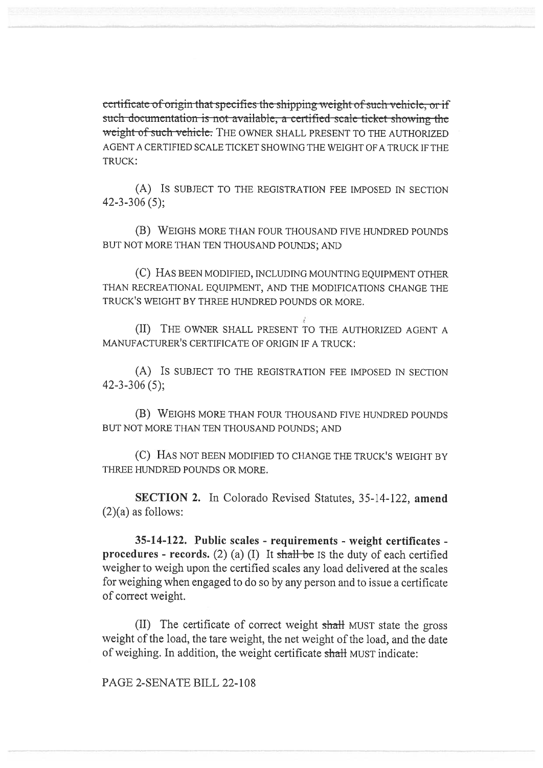~~certificate of origin that specifies the shipping weight of such vehicle, or if such documentation is not available, a certified scale ticket showing the weight of such vehicle.~~ THE OWNER SHALL PRESENT TO THE AUTHORIZED AGENT A CERTIFIED SCALE TICKET SHOWING THE WEIGHT OF A TRUCK IF THE TRUCK:

(A) IS SUBJECT TO THE REGISTRATION FEE IMPOSED IN SECTION 42-3-306 (5);

(B) WEIGHS MORE THAN FOUR THOUSAND FIVE HUNDRED POUNDS BUT NOT MORE THAN TEN THOUSAND POUNDS; AND

(C) HAS BEEN MODIFIED, INCLUDING MOUNTING EQUIPMENT OTHER THAN RECREATIONAL EQUIPMENT, AND THE MODIFICATIONS CHANGE THE TRUCK'S WEIGHT BY THREE HUNDRED POUNDS OR MORE.

(II) THE OWNER SHALL PRESENT TO THE AUTHORIZED AGENT A MANUFACTURER'S CERTIFICATE OF ORIGIN IF A TRUCK:

(A) IS SUBJECT TO THE REGISTRATION FEE IMPOSED IN SECTION 42-3-306 (5);

(B) WEIGHS MORE THAN FOUR THOUSAND FIVE HUNDRED POUNDS BUT NOT MORE THAN TEN THOUSAND POUNDS; AND

(C) HAS NOT BEEN MODIFIED TO CHANGE THE TRUCK'S WEIGHT BY THREE HUNDRED POUNDS OR MORE.

**SECTION 2.** In Colorado Revised Statutes, 35-14-122, **amend** (2)(a) as follows:

**35-14-122. Public scales - requirements - weight certificates - procedures - records.** (2) (a) (I) It ~~shall be~~ IS the duty of each certified weigher to weigh upon the certified scales any load delivered at the scales for weighing when engaged to do so by any person and to issue a certificate of correct weight.

(II) The certificate of correct weight ~~shall~~ MUST state the gross weight of the load, the tare weight, the net weight of the load, and the date of weighing. In addition, the weight certificate ~~shall~~ MUST indicate: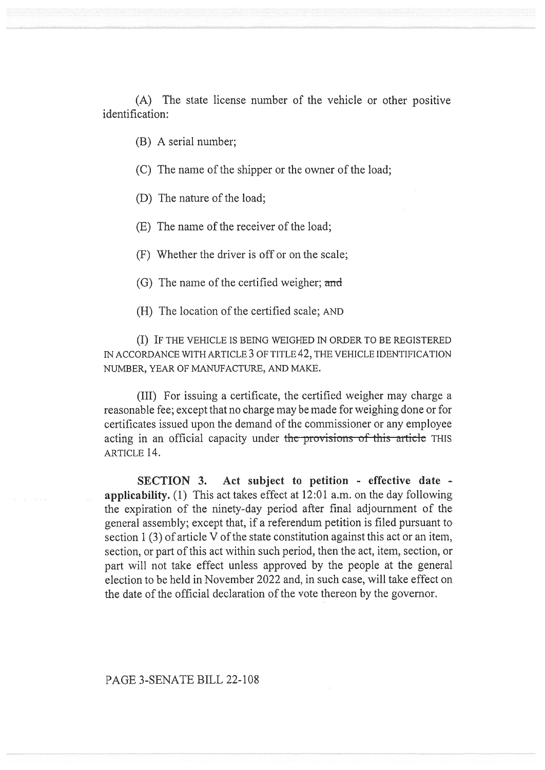(A) The state license number of the vehicle or other positive identification:

(B) A serial number;

(C) The name of the shipper or the owner of the load;

(D) The nature of the load;

(E) The name of the receiver of the load;

(F) Whether the driver is off or on the scale;

(G) The name of the certified weigher; ~~and~~

(H) The location of the certified scale; AND

(I) IF THE VEHICLE IS BEING WEIGHED IN ORDER TO BE REGISTERED IN ACCORDANCE WITH ARTICLE 3 OF TITLE 42, THE VEHICLE IDENTIFICATION NUMBER, YEAR OF MANUFACTURE, AND MAKE.

(III) For issuing a certificate, the certified weigher may charge a reasonable fee; except that no charge may be made for weighing done or for certificates issued upon the demand of the commissioner or any employee acting in an official capacity under ~~the provisions of this article~~ THIS ARTICLE 14.

**SECTION 3. Act subject to petition - effective date - applicability.** (1) This act takes effect at 12:01 a.m. on the day following the expiration of the ninety-day period after final adjournment of the general assembly; except that, if a referendum petition is filed pursuant to section 1 (3) of article V of the state constitution against this act or an item, section, or part of this act within such period, then the act, item, section, or part will not take effect unless approved by the people at the general election to be held in November 2022 and, in such case, will take effect on the date of the official declaration of the vote thereon by the governor.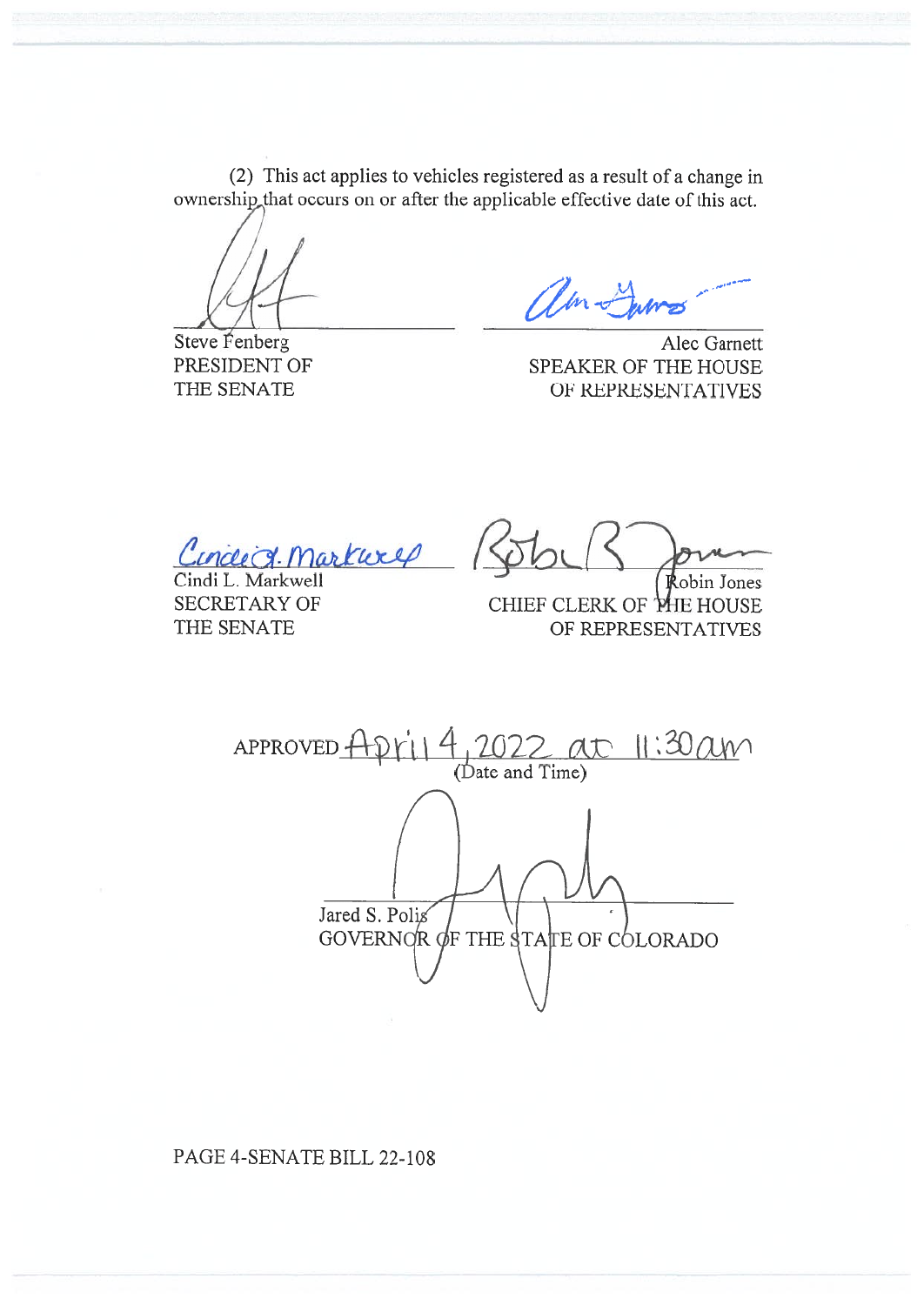(2) This act applies to vehicles registered as a result of a change in ownership that occurs on or after the applicable effective date of this act.

| | |
|---|---|
| Steve Fenberg<br>PRESIDENT OF<br>THE SENATE | Alec Garnett<br>SPEAKER OF THE HOUSE<br>OF REPRESENTATIVES |
| Cindi L. Markwell<br>SECRETARY OF<br>THE SENATE | Robin Jones<br>CHIEF CLERK OF THE HOUSE<br>OF REPRESENTATIVES |

APPROVED April 4, 2022 at 11:30am
(Date and Time)

Jared S. Polis
GOVERNOR OF THE STATE OF COLORADO

PAGE 4-SENATE BILL 22-108